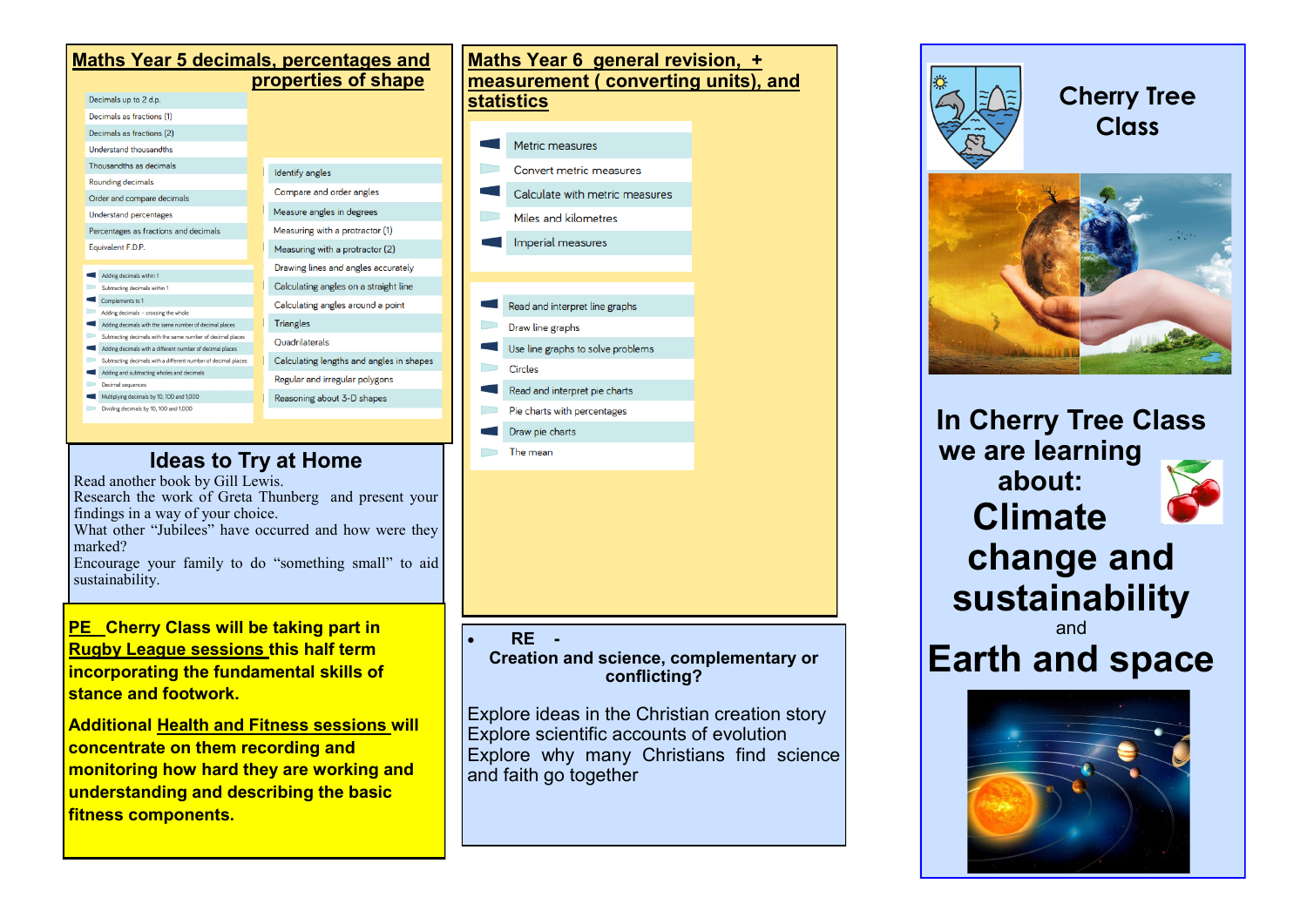## Maths Year 5 decimals, percentages and properties of shape

- Decimals up to 2 d.p.
- Decimals as fractions (1)
- Decimals as fractions (2)
- Understand thousandths
- Thousandths as decimals
- Rounding decimals
- Order and compare decimals
- Understand percentages
- Percentages as fractions and decimals
- Equivalent F.D.P.

- Adding decimals within 1
- Subtracting decimals within 1
- Complements to 1
- Adding decimals - crossing the whole
- Adding decimals with the same number of decimal places
- Subtracting decimals with the same number of decimal places
- Adding decimals with a different number of decimal places
- Subtracting decimals with a different number of decimal places
- Adding and subtracting wholes and decimals
- Decimal sequences
- Multiplying decimals by 10, 100 and 1,000
- Dividing decimals by 10, 100 and 1,000

- Identify angles
- Compare and order angles
- Measure angles in degrees
- Measuring with a protractor (1)
- Measuring with a protractor (2)
- Drawing lines and angles accurately
- Calculating angles on a straight line
- Calculating angles around a point
- Triangles
- Quadrilaterals
- Calculating lengths and angles in shapes
- Regular and irregular polygons
- Reasoning about 3-D shapes

## Ideas to Try at Home

Read another book by Gill Lewis.
Research the work of Greta Thunberg and present your findings in a way of your choice.
What other "Jubilees" have occurred and how were they marked?
Encourage your family to do "something small" to aid sustainability.

**PE Cherry Class will be taking part in Rugby League sessions this half term incorporating the fundamental skills of stance and footwork.**

**Additional Health and Fitness sessions will concentrate on them recording and monitoring how hard they are working and understanding and describing the basic fitness components.**

## Maths Year 6 general revision, + measurement ( converting units), and statistics

- Metric measures
- Convert metric measures
- Calculate with metric measures
- Miles and kilometres
- Imperial measures

- Read and interpret line graphs
- Draw line graphs
- Use line graphs to solve problems
- Circles
- Read and interpret pie charts
- Pie charts with percentages
- Draw pie charts
- The mean

- **RE -**

**Creation and science, complementary or conflicting?**

Explore ideas in the Christian creation story
Explore scientific accounts of evolution
Explore why many Christians find science and faith go together

# Cherry Tree Class

## In Cherry Tree Class we are learning about:

# Climate change and sustainability

and

# Earth and space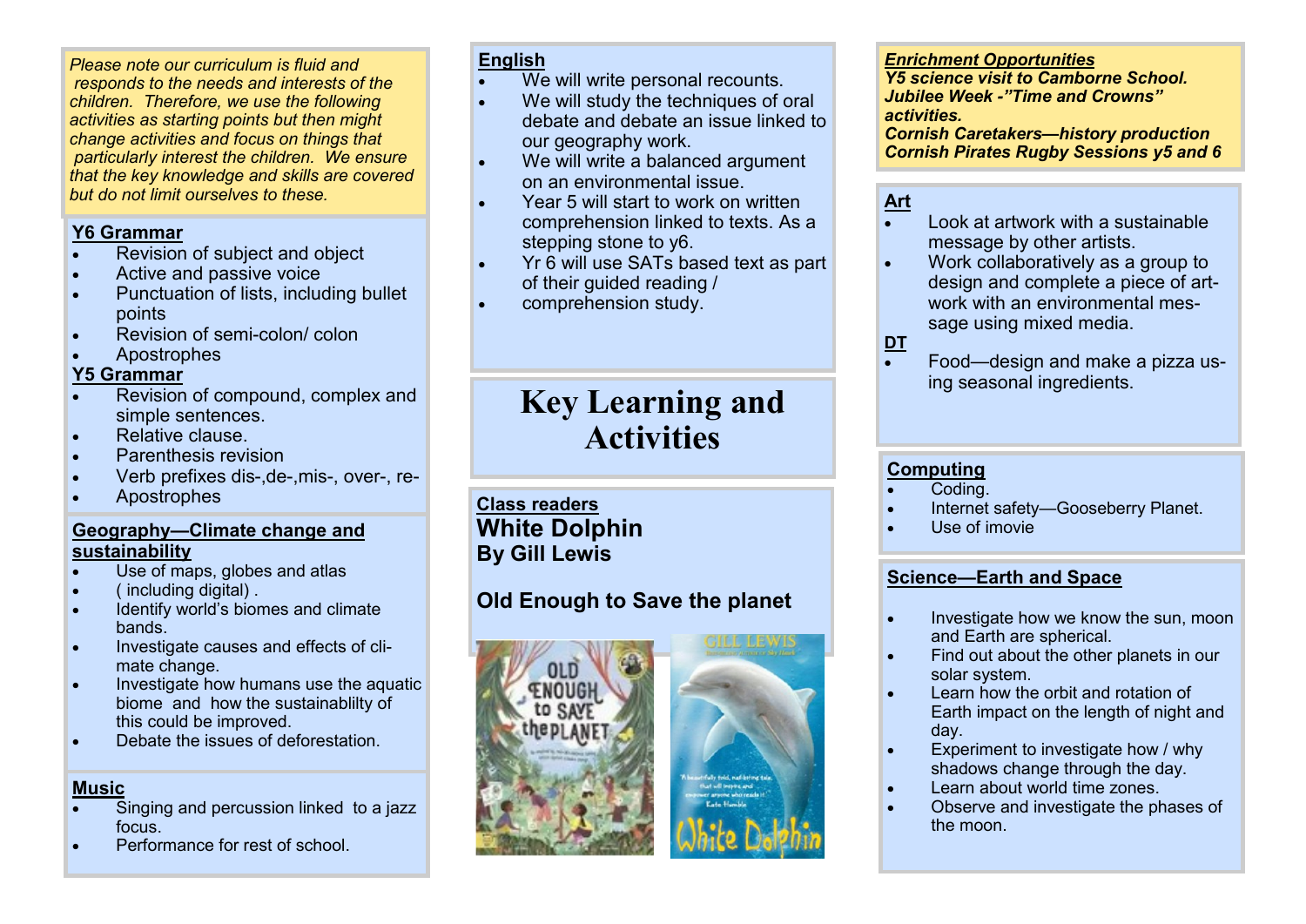*Please note our curriculum is fluid and responds to the needs and interests of the children. Therefore, we use the following activities as starting points but then might change activities and focus on things that particularly interest the children. We ensure that the key knowledge and skills are covered but do not limit ourselves to these.*

**Y6 Grammar**

- Revision of subject and object
- Active and passive voice
- Punctuation of lists, including bullet points
- Revision of semi-colon/ colon
- Apostrophes

**Y5 Grammar**

- Revision of compound, complex and simple sentences.
- Relative clause.
- Parenthesis revision
- Verb prefixes dis-,de-,mis-, over-, re-
- Apostrophes

**Geography—Climate change and sustainability**

- Use of maps, globes and atlas
- ( including digital) .
- Identify world's biomes and climate bands.
- Investigate causes and effects of climate change.
- Investigate how humans use the aquatic biome and how the sustainablilty of this could be improved.
- Debate the issues of deforestation.

**Music**

- Singing and percussion linked to a jazz focus.
- Performance for rest of school.

**English**

- We will write personal recounts.
- We will study the techniques of oral debate and debate an issue linked to our geography work.
- We will write a balanced argument on an environmental issue.
- Year 5 will start to work on written comprehension linked to texts. As a stepping stone to y6.
- Yr 6 will use SATs based text as part of their guided reading /
- comprehension study.

# Key Learning and Activities

**Class readers**

**White Dolphin**
**By Gill Lewis**

**Old Enough to Save the planet**

***Enrichment Opportunities***

***Y5 science visit to Camborne School.***
***Jubilee Week -"Time and Crowns" activities.***
***Cornish Caretakers—history production***
***Cornish Pirates Rugby Sessions y5 and 6***

**Art**

- Look at artwork with a sustainable message by other artists.
- Work collaboratively as a group to design and complete a piece of artwork with an environmental message using mixed media.

**DT**

- Food—design and make a pizza using seasonal ingredients.

**Computing**

- Coding.
- Internet safety—Gooseberry Planet.
- Use of imovie

**Science—Earth and Space**

- Investigate how we know the sun, moon and Earth are spherical.
- Find out about the other planets in our solar system.
- Learn how the orbit and rotation of Earth impact on the length of night and day.
- Experiment to investigate how / why shadows change through the day.
- Learn about world time zones.
- Observe and investigate the phases of the moon.